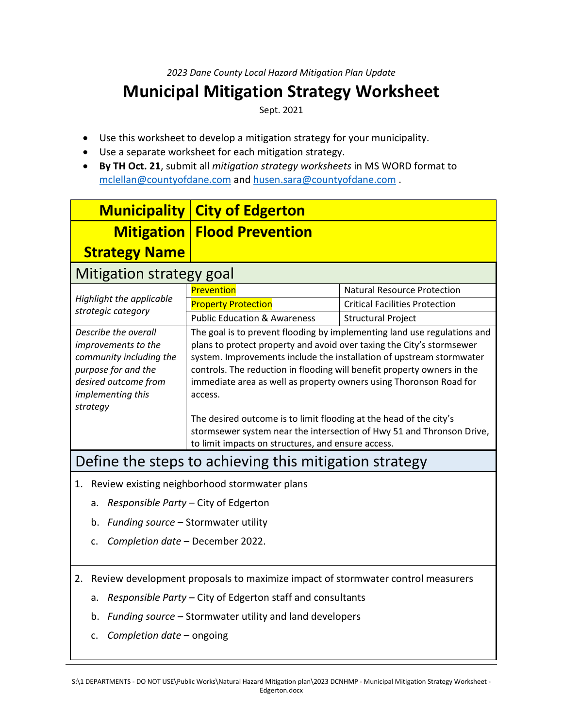*2023 Dane County Local Hazard Mitigation Plan Update*

# Municipal Mitigation Strategy Worksheet

Sept. 2021

- Use this worksheet to develop a mitigation strategy for your municipality.
- Use a separate worksheet for each mitigation strategy.
- **By TH Oct. 21**, submit all *mitigation strategy worksheets* in MS WORD format to mclellan@countyofdane.com and husen.sara@countyofdane.com .

| **Municipality** | **City of Edgerton** |
|---|---|
| **Mitigation Strategy Name** | **Flood Prevention** |

## Mitigation strategy goal

| | | |
|---|---|---|
| *Highlight the applicable strategic category* | Prevention | Natural Resource Protection |
| | Property Protection | Critical Facilities Protection |
| | Public Education & Awareness | Structural Project |
| *Describe the overall improvements to the community including the purpose for and the desired outcome from implementing this strategy* | The goal is to prevent flooding by implementing land use regulations and plans to protect property and avoid over taxing the City's stormsewer system. Improvements include the installation of upstream stormwater controls. The reduction in flooding will benefit property owners in the immediate area as well as property owners using Thoronson Road for access.<br><br>The desired outcome is to limit flooding at the head of the city's stormsewer system near the intersection of Hwy 51 and Thronson Drive, to limit impacts on structures, and ensure access. | |

## Define the steps to achieving this mitigation strategy

1. Review existing neighborhood stormwater plans
   a. *Responsible Party* – City of Edgerton
   b. *Funding source* – Stormwater utility
   c. *Completion date* – December 2022.

2. Review development proposals to maximize impact of stormwater control measurers
   a. *Responsible Party* – City of Edgerton staff and consultants
   b. *Funding source* – Stormwater utility and land developers
   c. *Completion date* – ongoing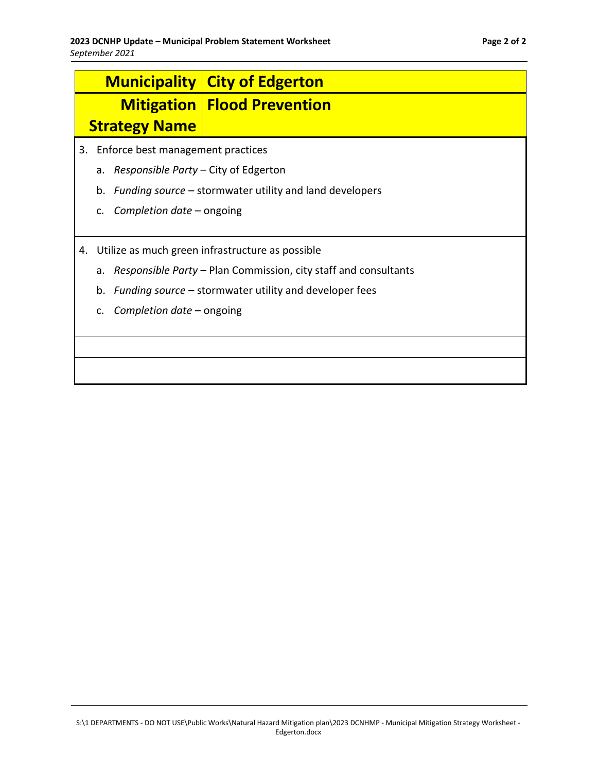| Municipality | City of Edgerton |
| --- | --- |
| Mitigation Strategy Name | Flood Prevention |

3. Enforce best management practices
   a. *Responsible Party* – City of Edgerton
   b. *Funding source* – stormwater utility and land developers
   c. *Completion date* – ongoing

4. Utilize as much green infrastructure as possible
   a. *Responsible Party* – Plan Commission, city staff and consultants
   b. *Funding source* – stormwater utility and developer fees
   c. *Completion date* – ongoing